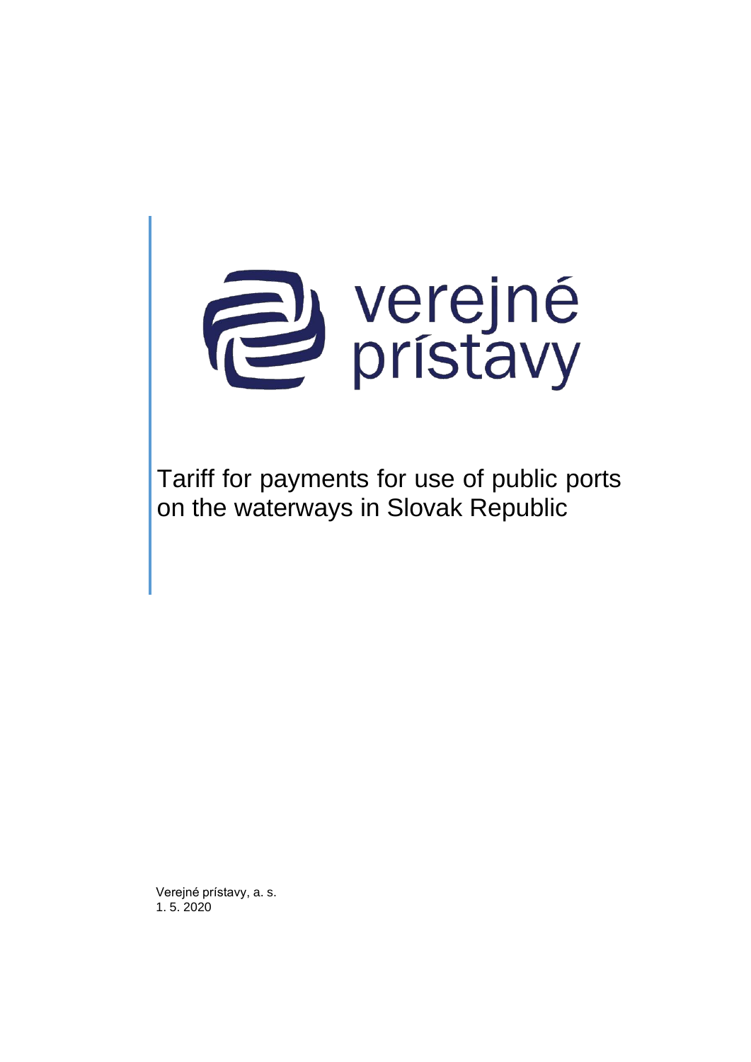verejné prístavy

# Tariff for payments for use of public ports on the waterways in Slovak Republic

Verejné prístavy, a. s.
1. 5. 2020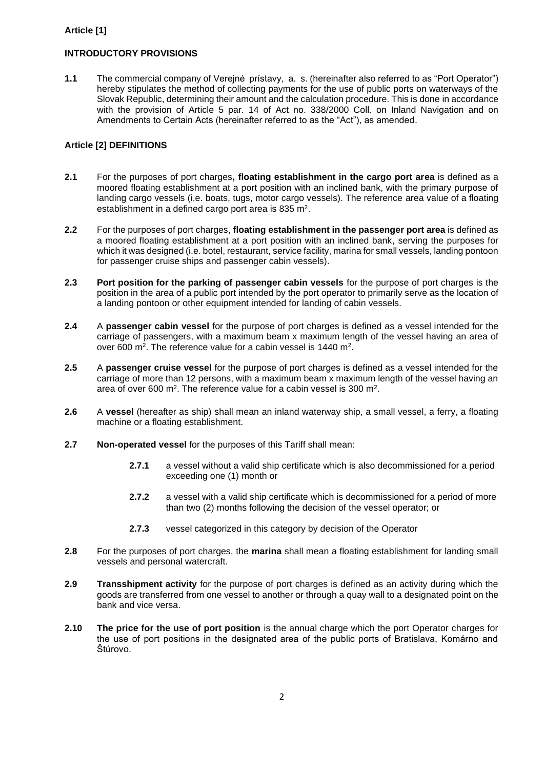**Article [1]**

**INTRODUCTORY PROVISIONS**

**1.1** The commercial company of Verejné prístavy, a. s. (hereinafter also referred to as "Port Operator") hereby stipulates the method of collecting payments for the use of public ports on waterways of the Slovak Republic, determining their amount and the calculation procedure. This is done in accordance with the provision of Article 5 par. 14 of Act no. 338/2000 Coll. on Inland Navigation and on Amendments to Certain Acts (hereinafter referred to as the "Act"), as amended.

**Article [2] DEFINITIONS**

**2.1** For the purposes of port charges**, floating establishment in the cargo port area** is defined as a moored floating establishment at a port position with an inclined bank, with the primary purpose of landing cargo vessels (i.e. boats, tugs, motor cargo vessels). The reference area value of a floating establishment in a defined cargo port area is 835 m$^2$.

**2.2** For the purposes of port charges, **floating establishment in the passenger port area** is defined as a moored floating establishment at a port position with an inclined bank, serving the purposes for which it was designed (i.e. botel, restaurant, service facility, marina for small vessels, landing pontoon for passenger cruise ships and passenger cabin vessels).

**2.3** **Port position for the parking of passenger cabin vessels** for the purpose of port charges is the position in the area of a public port intended by the port operator to primarily serve as the location of a landing pontoon or other equipment intended for landing of cabin vessels.

**2.4** A **passenger cabin vessel** for the purpose of port charges is defined as a vessel intended for the carriage of passengers, with a maximum beam x maximum length of the vessel having an area of over 600 m$^2$. The reference value for a cabin vessel is 1440 m$^2$.

**2.5** A **passenger cruise vessel** for the purpose of port charges is defined as a vessel intended for the carriage of more than 12 persons, with a maximum beam x maximum length of the vessel having an area of over 600 m$^2$. The reference value for a cabin vessel is 300 m$^2$.

**2.6** A **vessel** (hereafter as ship) shall mean an inland waterway ship, a small vessel, a ferry, a floating machine or a floating establishment.

**2.7** **Non-operated vessel** for the purposes of this Tariff shall mean:

- **2.7.1** a vessel without a valid ship certificate which is also decommissioned for a period exceeding one (1) month or
- **2.7.2** a vessel with a valid ship certificate which is decommissioned for a period of more than two (2) months following the decision of the vessel operator; or
- **2.7.3** vessel categorized in this category by decision of the Operator

**2.8** For the purposes of port charges, the **marina** shall mean a floating establishment for landing small vessels and personal watercraft.

**2.9** **Transshipment activity** for the purpose of port charges is defined as an activity during which the goods are transferred from one vessel to another or through a quay wall to a designated point on the bank and vice versa.

**2.10** **The price for the use of port position** is the annual charge which the port Operator charges for the use of port positions in the designated area of the public ports of Bratislava, Komárno and Štúrovo.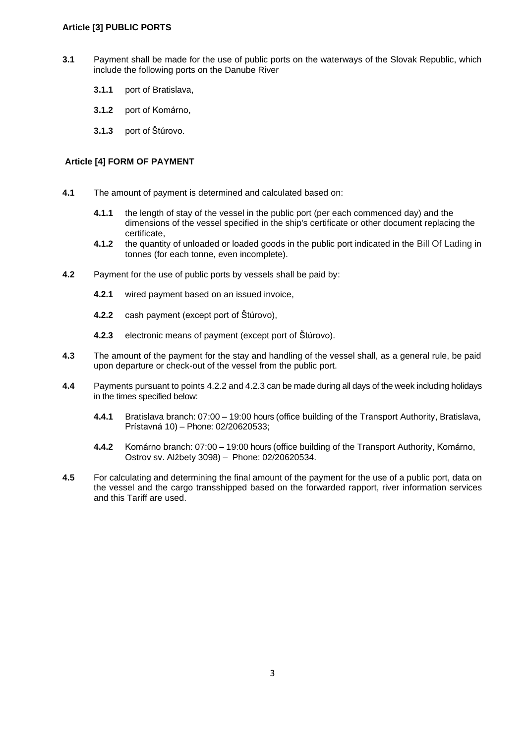### Article [3] PUBLIC PORTS

**3.1** Payment shall be made for the use of public ports on the waterways of the Slovak Republic, which include the following ports on the Danube River

- **3.1.1** port of Bratislava,
- **3.1.2** port of Komárno,
- **3.1.3** port of Štúrovo.

### Article [4] FORM OF PAYMENT

**4.1** The amount of payment is determined and calculated based on:

- **4.1.1** the length of stay of the vessel in the public port (per each commenced day) and the dimensions of the vessel specified in the ship's certificate or other document replacing the certificate,
- **4.1.2** the quantity of unloaded or loaded goods in the public port indicated in the Bill Of Lading in tonnes (for each tonne, even incomplete).

**4.2** Payment for the use of public ports by vessels shall be paid by:

- **4.2.1** wired payment based on an issued invoice,
- **4.2.2** cash payment (except port of Štúrovo),
- **4.2.3** electronic means of payment (except port of Štúrovo).

**4.3** The amount of the payment for the stay and handling of the vessel shall, as a general rule, be paid upon departure or check-out of the vessel from the public port.

**4.4** Payments pursuant to points 4.2.2 and 4.2.3 can be made during all days of the week including holidays in the times specified below:

- **4.4.1** Bratislava branch: 07:00 – 19:00 hours (office building of the Transport Authority, Bratislava, Prístavná 10) – Phone: 02/20620533;
- **4.4.2** Komárno branch: 07:00 – 19:00 hours (office building of the Transport Authority, Komárno, Ostrov sv. Alžbety 3098) – Phone: 02/20620534.

**4.5** For calculating and determining the final amount of the payment for the use of a public port, data on the vessel and the cargo transshipped based on the forwarded rapport, river information services and this Tariff are used.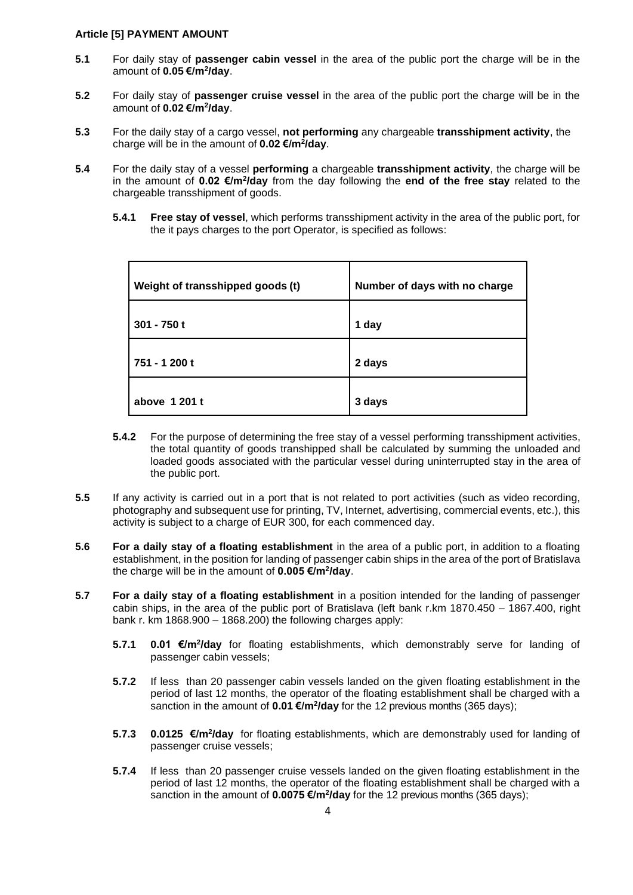**Article [5] PAYMENT AMOUNT**

**5.1** For daily stay of **passenger cabin vessel** in the area of the public port the charge will be in the amount of **0.05 €/m²/day**.

**5.2** For daily stay of **passenger cruise vessel** in the area of the public port the charge will be in the amount of **0.02 €/m²/day**.

**5.3** For the daily stay of a cargo vessel, **not performing** any chargeable **transshipment activity**, the charge will be in the amount of **0.02 €/m²/day**.

**5.4** For the daily stay of a vessel **performing** a chargeable **transshipment activity**, the charge will be in the amount of **0.02 €/m²/day** from the day following the **end of the free stay** related to the chargeable transshipment of goods.

**5.4.1** **Free stay of vessel**, which performs transshipment activity in the area of the public port, for the it pays charges to the port Operator, is specified as follows:

| Weight of transshipped goods (t) | Number of days with no charge |
|---|---|
| 301 - 750 t | 1 day |
| 751 - 1 200 t | 2 days |
| above 1 201 t | 3 days |

**5.4.2** For the purpose of determining the free stay of a vessel performing transshipment activities, the total quantity of goods transhipped shall be calculated by summing the unloaded and loaded goods associated with the particular vessel during uninterrupted stay in the area of the public port.

**5.5** If any activity is carried out in a port that is not related to port activities (such as video recording, photography and subsequent use for printing, TV, Internet, advertising, commercial events, etc.), this activity is subject to a charge of EUR 300, for each commenced day.

**5.6** **For a daily stay of a floating establishment** in the area of a public port, in addition to a floating establishment, in the position for landing of passenger cabin ships in the area of the port of Bratislava the charge will be in the amount of **0.005 €/m²/day**.

**5.7** **For a daily stay of a floating establishment** in a position intended for the landing of passenger cabin ships, in the area of the public port of Bratislava (left bank r.km 1870.450 – 1867.400, right bank r. km 1868.900 – 1868.200) the following charges apply:

**5.7.1** **0.01 €/m²/day** for floating establishments, which demonstrably serve for landing of passenger cabin vessels;

**5.7.2** If less than 20 passenger cabin vessels landed on the given floating establishment in the period of last 12 months, the operator of the floating establishment shall be charged with a sanction in the amount of **0.01 €/m²/day** for the 12 previous months (365 days);

**5.7.3** **0.0125 €/m²/day** for floating establishments, which are demonstrably used for landing of passenger cruise vessels;

**5.7.4** If less than 20 passenger cruise vessels landed on the given floating establishment in the period of last 12 months, the operator of the floating establishment shall be charged with a sanction in the amount of **0.0075 €/m²/day** for the 12 previous months (365 days);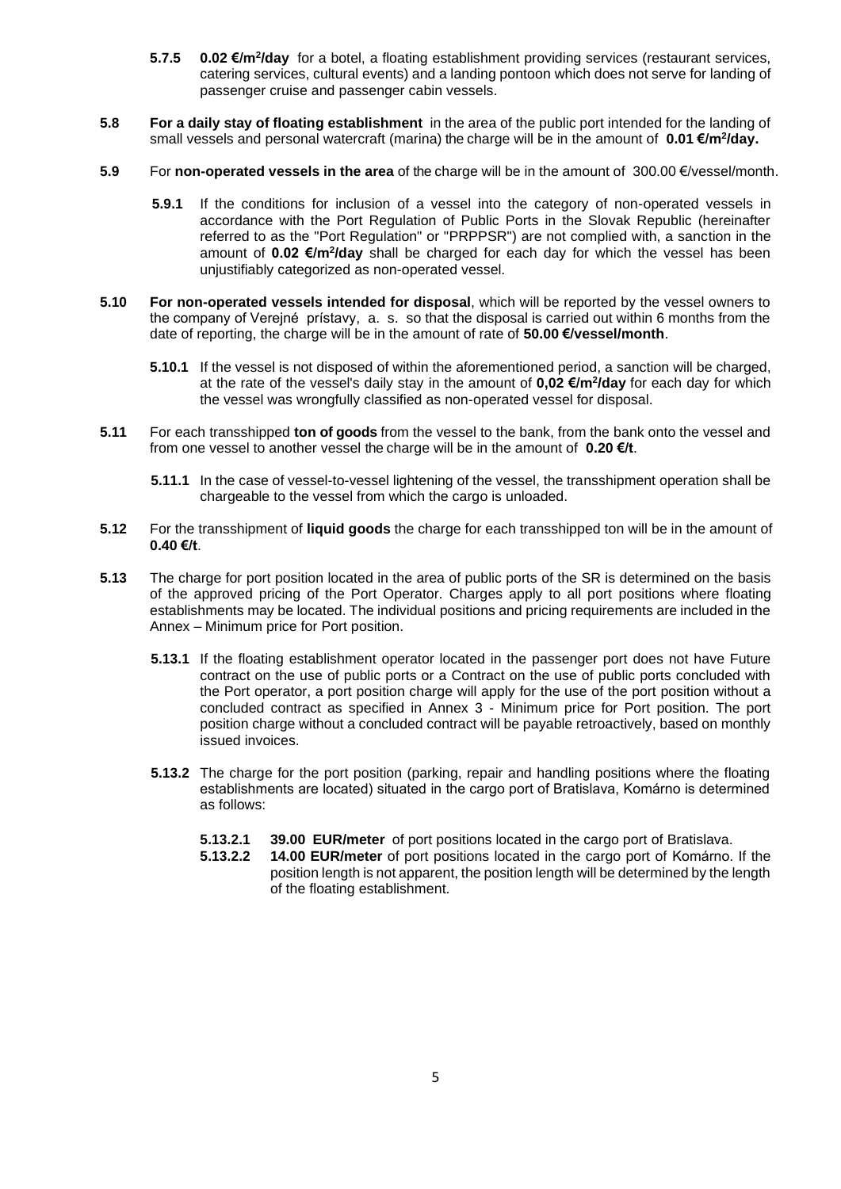**5.7.5** **0.02 €/m$^2$/day** for a botel, a floating establishment providing services (restaurant services, catering services, cultural events) and a landing pontoon which does not serve for landing of passenger cruise and passenger cabin vessels.

**5.8** **For a daily stay of floating establishment** in the area of the public port intended for the landing of small vessels and personal watercraft (marina) the charge will be in the amount of **0.01 €/m$^2$/day.**

**5.9** For **non-operated vessels in the area** of the charge will be in the amount of 300.00 €/vessel/month.

**5.9.1** If the conditions for inclusion of a vessel into the category of non-operated vessels in accordance with the Port Regulation of Public Ports in the Slovak Republic (hereinafter referred to as the "Port Regulation" or "PRPPSR") are not complied with, a sanction in the amount of **0.02 €/m$^2$/day** shall be charged for each day for which the vessel has been unjustifiably categorized as non-operated vessel.

**5.10** **For non-operated vessels intended for disposal**, which will be reported by the vessel owners to the company of Verejné prístavy, a. s. so that the disposal is carried out within 6 months from the date of reporting, the charge will be in the amount of rate of **50.00 €/vessel/month**.

**5.10.1** If the vessel is not disposed of within the aforementioned period, a sanction will be charged, at the rate of the vessel's daily stay in the amount of **0,02 €/m$^2$/day** for each day for which the vessel was wrongfully classified as non-operated vessel for disposal.

**5.11** For each transshipped **ton of goods** from the vessel to the bank, from the bank onto the vessel and from one vessel to another vessel the charge will be in the amount of **0.20 €/t**.

**5.11.1** In the case of vessel-to-vessel lightening of the vessel, the transshipment operation shall be chargeable to the vessel from which the cargo is unloaded.

**5.12** For the transshipment of **liquid goods** the charge for each transshipped ton will be in the amount of **0.40 €/t**.

**5.13** The charge for port position located in the area of public ports of the SR is determined on the basis of the approved pricing of the Port Operator. Charges apply to all port positions where floating establishments may be located. The individual positions and pricing requirements are included in the Annex – Minimum price for Port position.

**5.13.1** If the floating establishment operator located in the passenger port does not have Future contract on the use of public ports or a Contract on the use of public ports concluded with the Port operator, a port position charge will apply for the use of the port position without a concluded contract as specified in Annex 3 - Minimum price for Port position. The port position charge without a concluded contract will be payable retroactively, based on monthly issued invoices.

**5.13.2** The charge for the port position (parking, repair and handling positions where the floating establishments are located) situated in the cargo port of Bratislava, Komárno is determined as follows:

**5.13.2.1** **39.00 EUR/meter** of port positions located in the cargo port of Bratislava.

**5.13.2.2** **14.00 EUR/meter** of port positions located in the cargo port of Komárno. If the position length is not apparent, the position length will be determined by the length of the floating establishment.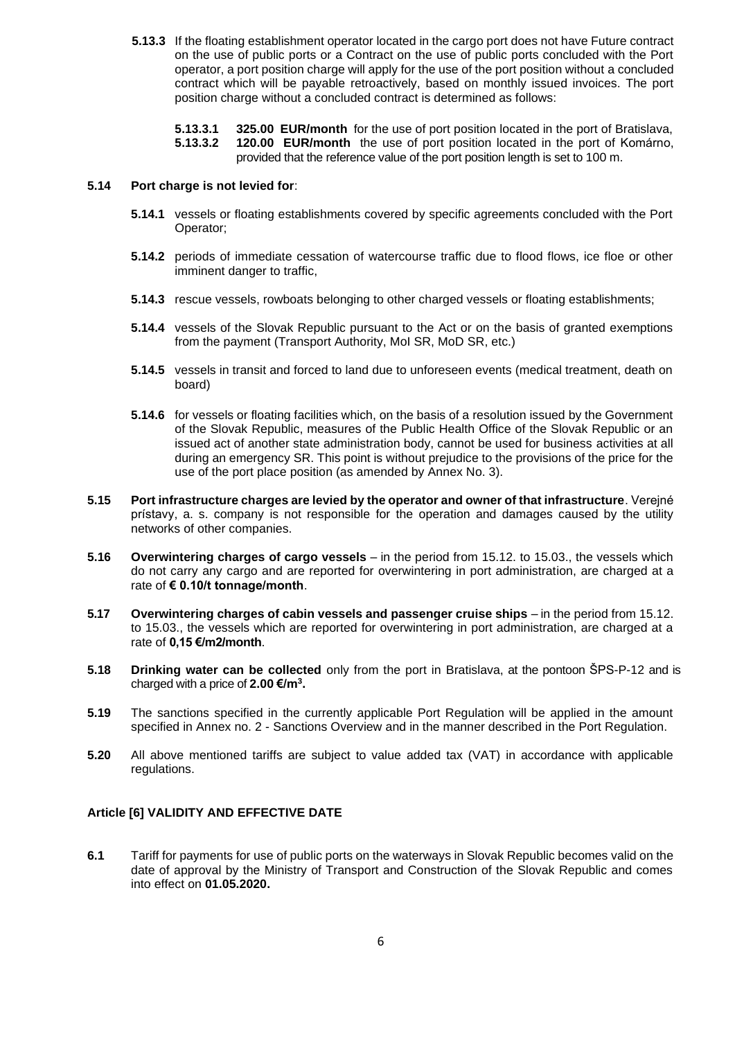**5.13.3** If the floating establishment operator located in the cargo port does not have Future contract on the use of public ports or a Contract on the use of public ports concluded with the Port operator, a port position charge will apply for the use of the port position without a concluded contract which will be payable retroactively, based on monthly issued invoices. The port position charge without a concluded contract is determined as follows:

**5.13.3.1** **325.00 EUR/month** for the use of port position located in the port of Bratislava,
**5.13.3.2** **120.00 EUR/month** the use of port position located in the port of Komárno, provided that the reference value of the port position length is set to 100 m.

**5.14** **Port charge is not levied for**:

**5.14.1** vessels or floating establishments covered by specific agreements concluded with the Port Operator;

**5.14.2** periods of immediate cessation of watercourse traffic due to flood flows, ice floe or other imminent danger to traffic,

**5.14.3** rescue vessels, rowboats belonging to other charged vessels or floating establishments;

**5.14.4** vessels of the Slovak Republic pursuant to the Act or on the basis of granted exemptions from the payment (Transport Authority, MoI SR, MoD SR, etc.)

**5.14.5** vessels in transit and forced to land due to unforeseen events (medical treatment, death on board)

**5.14.6** for vessels or floating facilities which, on the basis of a resolution issued by the Government of the Slovak Republic, measures of the Public Health Office of the Slovak Republic or an issued act of another state administration body, cannot be used for business activities at all during an emergency SR. This point is without prejudice to the provisions of the price for the use of the port place position (as amended by Annex No. 3).

**5.15** **Port infrastructure charges are levied by the operator and owner of that infrastructure**. Verejné prístavy, a. s. company is not responsible for the operation and damages caused by the utility networks of other companies.

**5.16** **Overwintering charges of cargo vessels** – in the period from 15.12. to 15.03., the vessels which do not carry any cargo and are reported for overwintering in port administration, are charged at a rate of **€ 0.10/t tonnage/month**.

**5.17** **Overwintering charges of cabin vessels and passenger cruise ships** – in the period from 15.12. to 15.03., the vessels which are reported for overwintering in port administration, are charged at a rate of **0,15 €/m2/month**.

**5.18** **Drinking water can be collected** only from the port in Bratislava, at the pontoon ŠPS-P-12 and is charged with a price of **2.00 €/m$^3$.**

**5.19** The sanctions specified in the currently applicable Port Regulation will be applied in the amount specified in Annex no. 2 - Sanctions Overview and in the manner described in the Port Regulation.

**5.20** All above mentioned tariffs are subject to value added tax (VAT) in accordance with applicable regulations.

## Article [6] VALIDITY AND EFFECTIVE DATE

**6.1** Tariff for payments for use of public ports on the waterways in Slovak Republic becomes valid on the date of approval by the Ministry of Transport and Construction of the Slovak Republic and comes into effect on **01.05.2020.**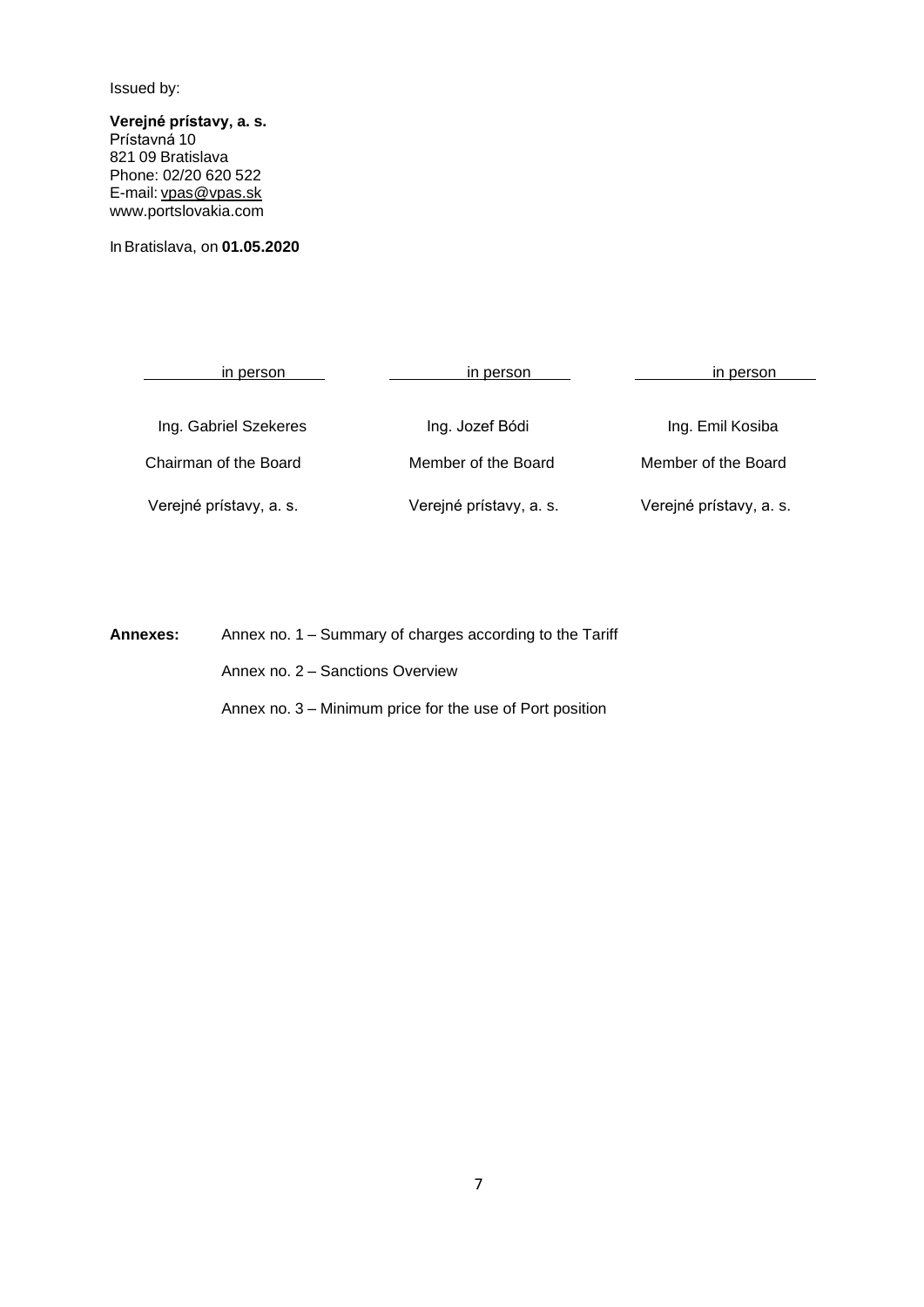Issued by:

**Verejné prístavy, a. s.**
Prístavná 10
821 09 Bratislava
Phone: 02/20 620 522
E-mail: vpas@vpas.sk
www.portslovakia.com

In Bratislava, on **01.05.2020**

| in person | in person | in person |
|---|---|---|
| Ing. Gabriel Szekeres | Ing. Jozef Bódi | Ing. Emil Kosiba |
| Chairman of the Board | Member of the Board | Member of the Board |
| Verejné prístavy, a. s. | Verejné prístavy, a. s. | Verejné prístavy, a. s. |

**Annexes:** Annex no. 1 – Summary of charges according to the Tariff

Annex no. 2 – Sanctions Overview

Annex no. 3 – Minimum price for the use of Port position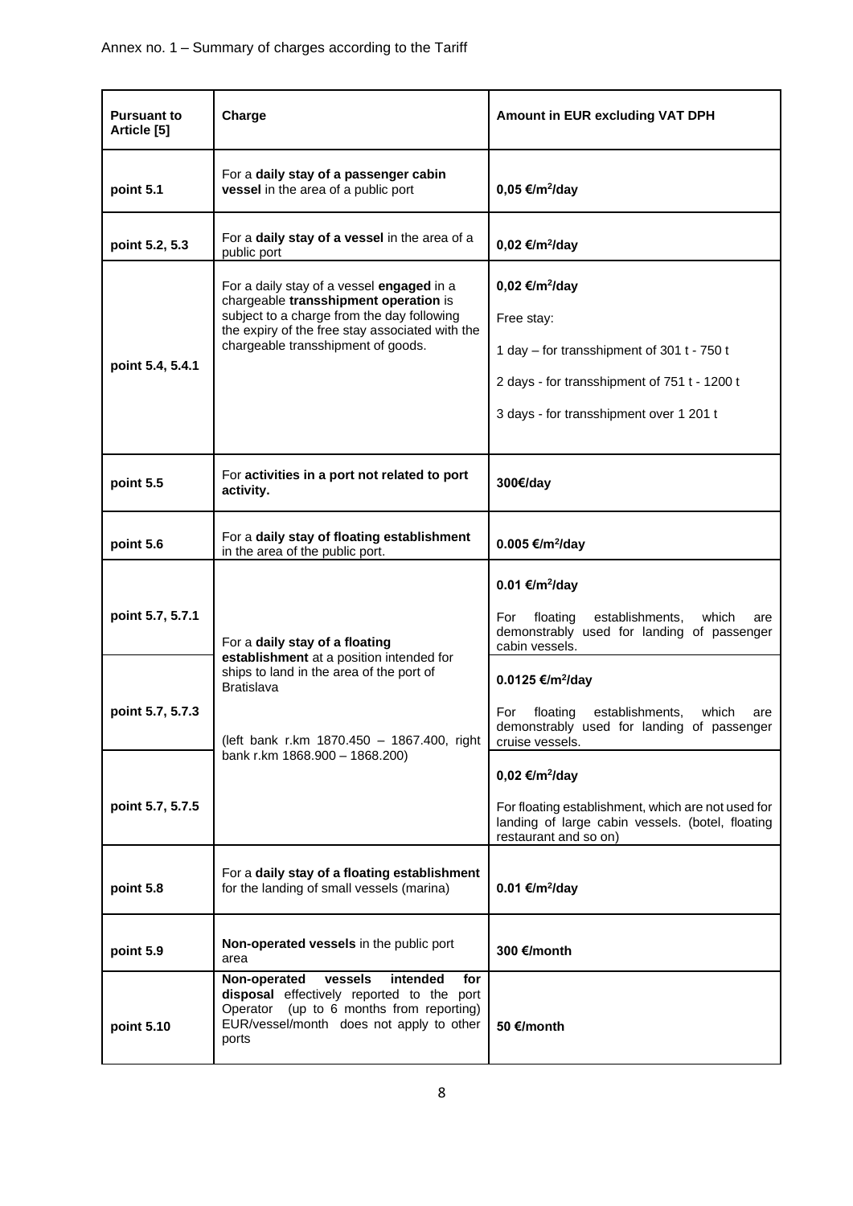Annex no. 1 – Summary of charges according to the Tariff

| Pursuant to Article [5] | Charge | Amount in EUR excluding VAT DPH |
|---|---|---|
| point 5.1 | For a **daily stay of a passenger cabin vessel** in the area of a public port | **0,05 €/m²/day** |
| point 5.2, 5.3 | For a **daily stay of a vessel** in the area of a public port | **0,02 €/m²/day** |
| point 5.4, 5.4.1 | For a daily stay of a vessel **engaged** in a chargeable **transshipment operation** is subject to a charge from the day following the expiry of the free stay associated with the chargeable transshipment of goods. | **0,02 €/m²/day**<br>Free stay:<br>1 day – for transshipment of 301 t - 750 t<br>2 days - for transshipment of 751 t - 1200 t<br>3 days - for transshipment over 1 201 t |
| point 5.5 | For **activities in a port not related to port activity.** | **300€/day** |
| point 5.6 | For a **daily stay of floating establishment** in the area of the public port. | **0.005 €/m²/day** |
| point 5.7, 5.7.1 | For a **daily stay of a floating establishment** at a position intended for ships to land in the area of the port of Bratislava<br>(left bank r.km 1870.450 – 1867.400, right bank r.km 1868.900 – 1868.200) | **0.01 €/m²/day**<br>For floating establishments, which are demonstrably used for landing of passenger cabin vessels. |
| point 5.7, 5.7.3 | | **0.0125 €/m²/day**<br>For floating establishments, which are demonstrably used for landing of passenger cruise vessels. |
| point 5.7, 5.7.5 | | **0,02 €/m²/day**<br>For floating establishment, which are not used for landing of large cabin vessels. (botel, floating restaurant and so on) |
| point 5.8 | For a **daily stay of a floating establishment** for the landing of small vessels (marina) | **0.01 €/m²/day** |
| point 5.9 | **Non-operated vessels** in the public port area | **300 €/month** |
| point 5.10 | **Non-operated vessels intended for disposal** effectively reported to the port Operator (up to 6 months from reporting) EUR/vessel/month does not apply to other ports | **50 €/month** |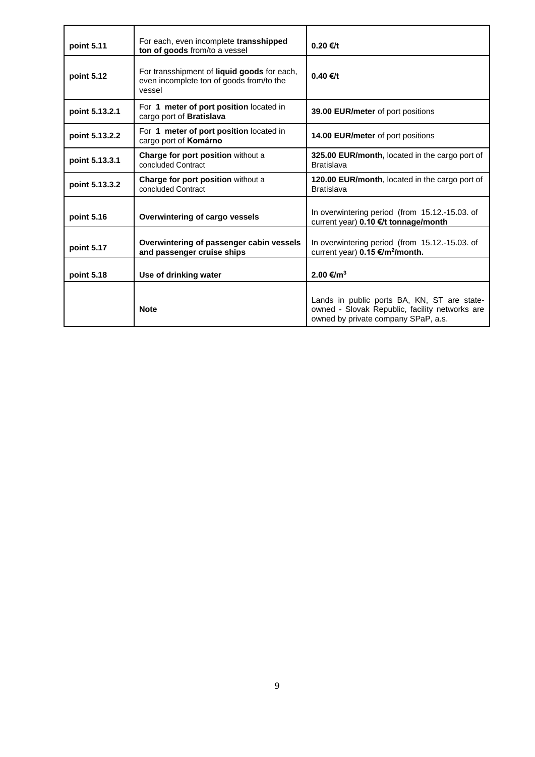| | | |
|---|---|---|
| **point 5.11** | For each, even incomplete **transshipped ton of goods** from/to a vessel | **0.20 €/t** |
| **point 5.12** | For transshipment of **liquid goods** for each, even incomplete ton of goods from/to the vessel | **0.40 €/t** |
| **point 5.13.2.1** | For **1 meter of port position** located in cargo port of **Bratislava** | **39.00 EUR/meter** of port positions |
| **point 5.13.2.2** | For **1 meter of port position** located in cargo port of **Komárno** | **14.00 EUR/meter** of port positions |
| **point 5.13.3.1** | **Charge for port position** without a concluded Contract | **325.00 EUR/month,** located in the cargo port of Bratislava |
| **point 5.13.3.2** | **Charge for port position** without a concluded Contract | **120.00 EUR/month**, located in the cargo port of Bratislava |
| **point 5.16** | **Overwintering of cargo vessels** | In overwintering period (from 15.12.-15.03. of current year) **0.10 €/t tonnage/month** |
| **point 5.17** | **Overwintering of passenger cabin vessels and passenger cruise ships** | In overwintering period (from 15.12.-15.03. of current year) **0.15 €/m$^2$/month.** |
| **point 5.18** | **Use of drinking water** | **2.00 €/m$^3$** |
| | **Note** | Lands in public ports BA, KN, ST are state-owned - Slovak Republic, facility networks are owned by private company SPaP, a.s. |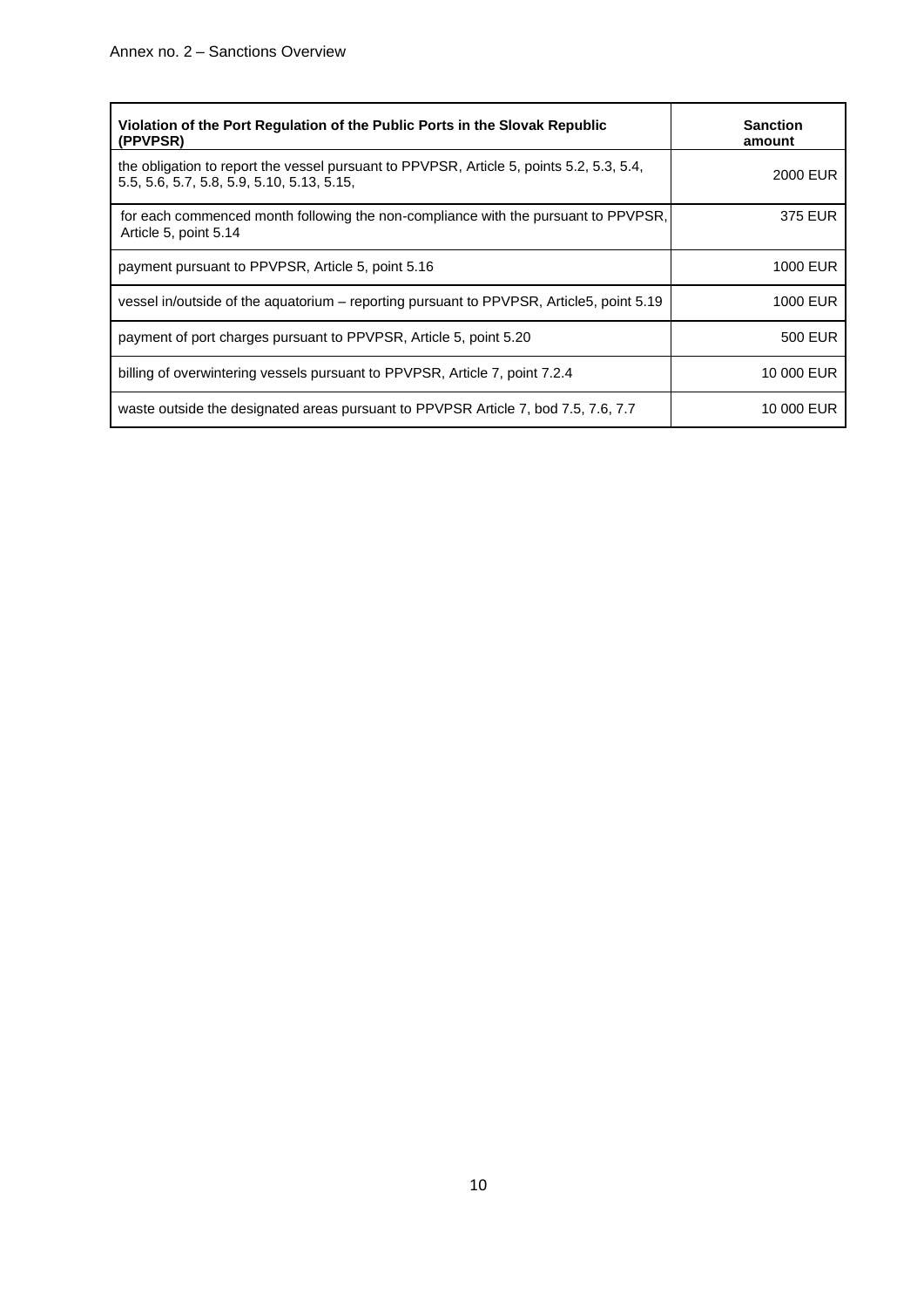Annex no. 2 – Sanctions Overview

| Violation of the Port Regulation of the Public Ports in the Slovak Republic (PPVPSR) | Sanction amount |
|---|---|
| the obligation to report the vessel pursuant to PPVPSR, Article 5, points 5.2, 5.3, 5.4, 5.5, 5.6, 5.7, 5.8, 5.9, 5.10, 5.13, 5.15, | 2000 EUR |
| for each commenced month following the non-compliance with the pursuant to PPVPSR, Article 5, point 5.14 | 375 EUR |
| payment pursuant to PPVPSR, Article 5, point 5.16 | 1000 EUR |
| vessel in/outside of the aquatorium – reporting pursuant to PPVPSR, Article5, point 5.19 | 1000 EUR |
| payment of port charges pursuant to PPVPSR, Article 5, point 5.20 | 500 EUR |
| billing of overwintering vessels pursuant to PPVPSR, Article 7, point 7.2.4 | 10 000 EUR |
| waste outside the designated areas pursuant to PPVPSR Article 7, bod 7.5, 7.6, 7.7 | 10 000 EUR |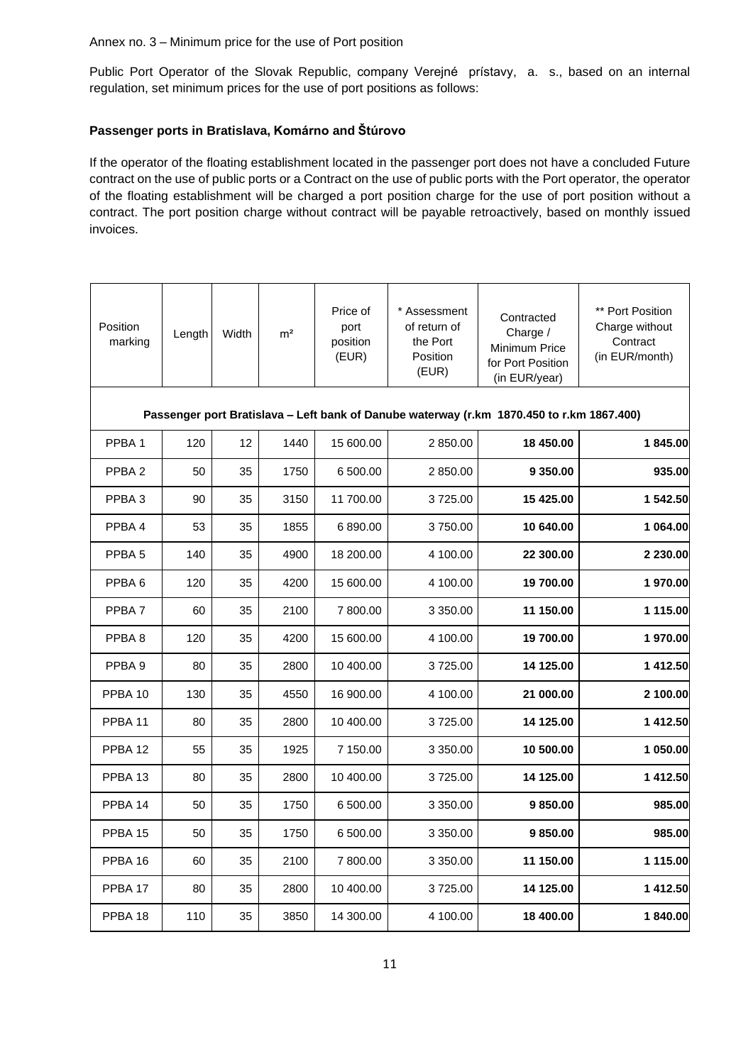Annex no. 3 – Minimum price for the use of Port position

Public Port Operator of the Slovak Republic, company Verejné prístavy, a. s., based on an internal regulation, set minimum prices for the use of port positions as follows:

**Passenger ports in Bratislava, Komárno and Štúrovo**

If the operator of the floating establishment located in the passenger port does not have a concluded Future contract on the use of public ports or a Contract on the use of public ports with the Port operator, the operator of the floating establishment will be charged a port position charge for the use of port position without a contract. The port position charge without contract will be payable retroactively, based on monthly issued invoices.

| Position marking | Length | Width | m² | Price of port position (EUR) | * Assessment of return of the Port Position (EUR) | Contracted Charge / Minimum Price for Port Position (in EUR/year) | ** Port Position Charge without Contract (in EUR/month) |
|---|---|---|---|---|---|---|---|
| **Passenger port Bratislava – Left bank of Danube waterway (r.km 1870.450 to r.km 1867.400)** | | | | | | | |
| PPBA 1 | 120 | 12 | 1440 | 15 600.00 | 2 850.00 | **18 450.00** | **1 845.00** |
| PPBA 2 | 50 | 35 | 1750 | 6 500.00 | 2 850.00 | **9 350.00** | **935.00** |
| PPBA 3 | 90 | 35 | 3150 | 11 700.00 | 3 725.00 | **15 425.00** | **1 542.50** |
| PPBA 4 | 53 | 35 | 1855 | 6 890.00 | 3 750.00 | **10 640.00** | **1 064.00** |
| PPBA 5 | 140 | 35 | 4900 | 18 200.00 | 4 100.00 | **22 300.00** | **2 230.00** |
| PPBA 6 | 120 | 35 | 4200 | 15 600.00 | 4 100.00 | **19 700.00** | **1 970.00** |
| PPBA 7 | 60 | 35 | 2100 | 7 800.00 | 3 350.00 | **11 150.00** | **1 115.00** |
| PPBA 8 | 120 | 35 | 4200 | 15 600.00 | 4 100.00 | **19 700.00** | **1 970.00** |
| PPBA 9 | 80 | 35 | 2800 | 10 400.00 | 3 725.00 | **14 125.00** | **1 412.50** |
| PPBA 10 | 130 | 35 | 4550 | 16 900.00 | 4 100.00 | **21 000.00** | **2 100.00** |
| PPBA 11 | 80 | 35 | 2800 | 10 400.00 | 3 725.00 | **14 125.00** | **1 412.50** |
| PPBA 12 | 55 | 35 | 1925 | 7 150.00 | 3 350.00 | **10 500.00** | **1 050.00** |
| PPBA 13 | 80 | 35 | 2800 | 10 400.00 | 3 725.00 | **14 125.00** | **1 412.50** |
| PPBA 14 | 50 | 35 | 1750 | 6 500.00 | 3 350.00 | **9 850.00** | **985.00** |
| PPBA 15 | 50 | 35 | 1750 | 6 500.00 | 3 350.00 | **9 850.00** | **985.00** |
| PPBA 16 | 60 | 35 | 2100 | 7 800.00 | 3 350.00 | **11 150.00** | **1 115.00** |
| PPBA 17 | 80 | 35 | 2800 | 10 400.00 | 3 725.00 | **14 125.00** | **1 412.50** |
| PPBA 18 | 110 | 35 | 3850 | 14 300.00 | 4 100.00 | **18 400.00** | **1 840.00** |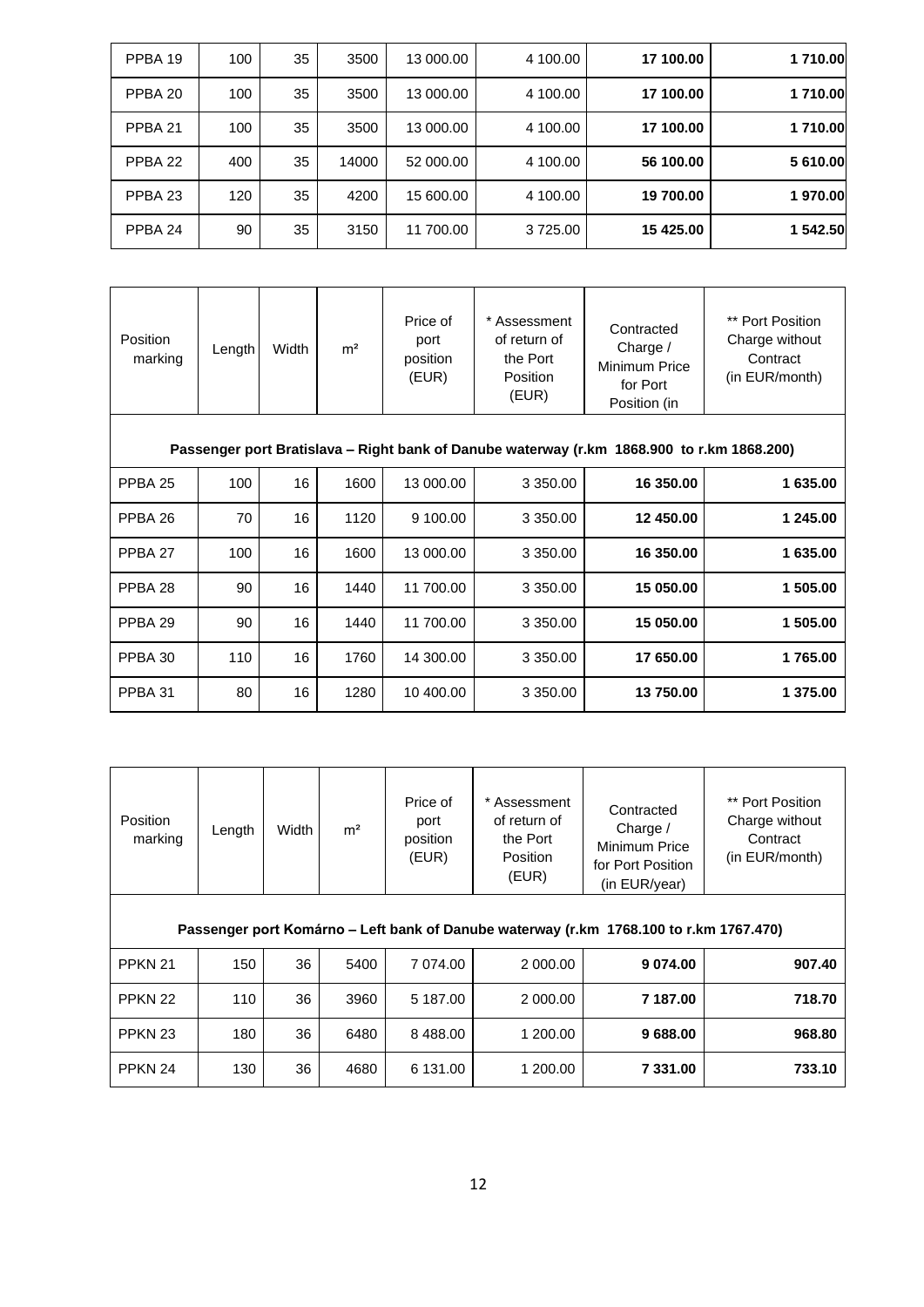| | | | | | | | |
|---|---|---|---|---|---|---|---|
| PPBA 19 | 100 | 35 | 3500 | 13 000.00 | 4 100.00 | **17 100.00** | **1 710.00** |
| PPBA 20 | 100 | 35 | 3500 | 13 000.00 | 4 100.00 | **17 100.00** | **1 710.00** |
| PPBA 21 | 100 | 35 | 3500 | 13 000.00 | 4 100.00 | **17 100.00** | **1 710.00** |
| PPBA 22 | 400 | 35 | 14000 | 52 000.00 | 4 100.00 | **56 100.00** | **5 610.00** |
| PPBA 23 | 120 | 35 | 4200 | 15 600.00 | 4 100.00 | **19 700.00** | **1 970.00** |
| PPBA 24 | 90 | 35 | 3150 | 11 700.00 | 3 725.00 | **15 425.00** | **1 542.50** |

| Position marking | Length | Width | m² | Price of port position (EUR) | * Assessment of return of the Port Position (EUR) | Contracted Charge / Minimum Price for Port Position (in | ** Port Position Charge without Contract (in EUR/month) |
|---|---|---|---|---|---|---|---|
| **Passenger port Bratislava – Right bank of Danube waterway (r.km 1868.900 to r.km 1868.200)** | | | | | | | |
| PPBA 25 | 100 | 16 | 1600 | 13 000.00 | 3 350.00 | **16 350.00** | **1 635.00** |
| PPBA 26 | 70 | 16 | 1120 | 9 100.00 | 3 350.00 | **12 450.00** | **1 245.00** |
| PPBA 27 | 100 | 16 | 1600 | 13 000.00 | 3 350.00 | **16 350.00** | **1 635.00** |
| PPBA 28 | 90 | 16 | 1440 | 11 700.00 | 3 350.00 | **15 050.00** | **1 505.00** |
| PPBA 29 | 90 | 16 | 1440 | 11 700.00 | 3 350.00 | **15 050.00** | **1 505.00** |
| PPBA 30 | 110 | 16 | 1760 | 14 300.00 | 3 350.00 | **17 650.00** | **1 765.00** |
| PPBA 31 | 80 | 16 | 1280 | 10 400.00 | 3 350.00 | **13 750.00** | **1 375.00** |

| Position marking | Length | Width | m² | Price of port position (EUR) | * Assessment of return of the Port Position (EUR) | Contracted Charge / Minimum Price for Port Position (in EUR/year) | ** Port Position Charge without Contract (in EUR/month) |
|---|---|---|---|---|---|---|---|
| **Passenger port Komárno – Left bank of Danube waterway (r.km 1768.100 to r.km 1767.470)** | | | | | | | |
| PPKN 21 | 150 | 36 | 5400 | 7 074.00 | 2 000.00 | **9 074.00** | **907.40** |
| PPKN 22 | 110 | 36 | 3960 | 5 187.00 | 2 000.00 | **7 187.00** | **718.70** |
| PPKN 23 | 180 | 36 | 6480 | 8 488.00 | 1 200.00 | **9 688.00** | **968.80** |
| PPKN 24 | 130 | 36 | 4680 | 6 131.00 | 1 200.00 | **7 331.00** | **733.10** |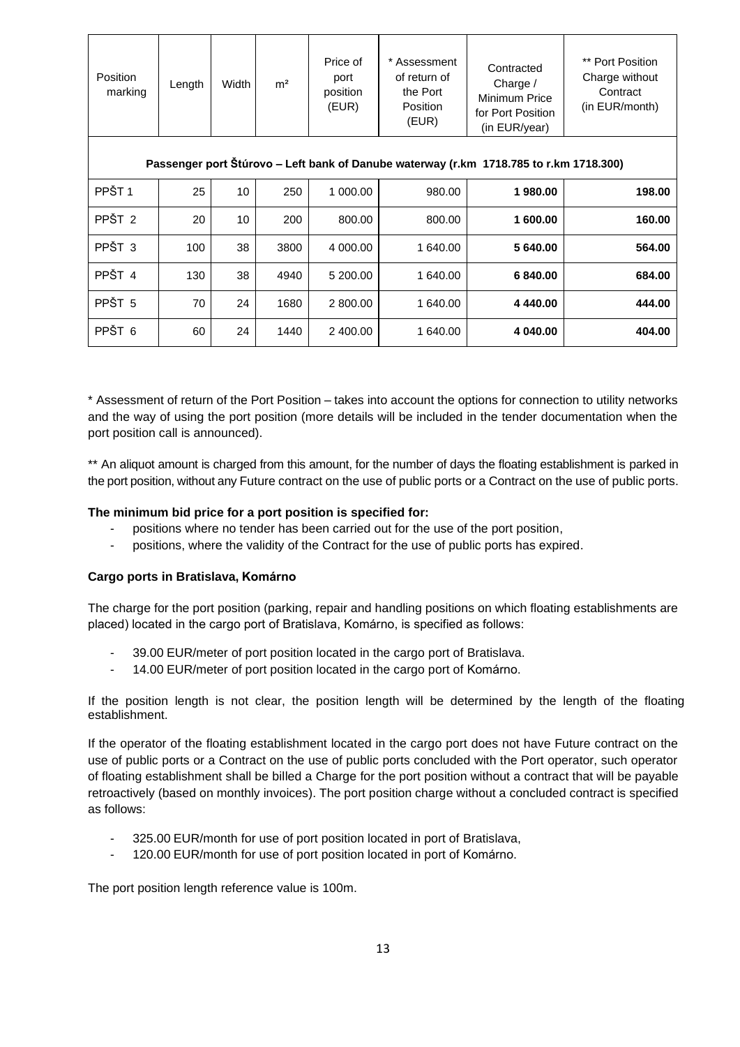| Position marking | Length | Width | m² | Price of port position (EUR) | * Assessment of return of the Port Position (EUR) | Contracted Charge / Minimum Price for Port Position (in EUR/year) | ** Port Position Charge without Contract (in EUR/month) |
|---|---|---|---|---|---|---|---|
| **Passenger port Štúrovo – Left bank of Danube waterway (r.km 1718.785 to r.km 1718.300)** | | | | | | | |
| PPŠT 1 | 25 | 10 | 250 | 1 000.00 | 980.00 | **1 980.00** | **198.00** |
| PPŠT 2 | 20 | 10 | 200 | 800.00 | 800.00 | **1 600.00** | **160.00** |
| PPŠT 3 | 100 | 38 | 3800 | 4 000.00 | 1 640.00 | **5 640.00** | **564.00** |
| PPŠT 4 | 130 | 38 | 4940 | 5 200.00 | 1 640.00 | **6 840.00** | **684.00** |
| PPŠT 5 | 70 | 24 | 1680 | 2 800.00 | 1 640.00 | **4 440.00** | **444.00** |
| PPŠT 6 | 60 | 24 | 1440 | 2 400.00 | 1 640.00 | **4 040.00** | **404.00** |

* Assessment of return of the Port Position – takes into account the options for connection to utility networks and the way of using the port position (more details will be included in the tender documentation when the port position call is announced).

** An aliquot amount is charged from this amount, for the number of days the floating establishment is parked in the port position, without any Future contract on the use of public ports or a Contract on the use of public ports.

**The minimum bid price for a port position is specified for:**

- positions where no tender has been carried out for the use of the port position,
- positions, where the validity of the Contract for the use of public ports has expired.

**Cargo ports in Bratislava, Komárno**

The charge for the port position (parking, repair and handling positions on which floating establishments are placed) located in the cargo port of Bratislava, Komárno, is specified as follows:

- 39.00 EUR/meter of port position located in the cargo port of Bratislava.
- 14.00 EUR/meter of port position located in the cargo port of Komárno.

If the position length is not clear, the position length will be determined by the length of the floating establishment.

If the operator of the floating establishment located in the cargo port does not have Future contract on the use of public ports or a Contract on the use of public ports concluded with the Port operator, such operator of floating establishment shall be billed a Charge for the port position without a contract that will be payable retroactively (based on monthly invoices). The port position charge without a concluded contract is specified as follows:

- 325.00 EUR/month for use of port position located in port of Bratislava,
- 120.00 EUR/month for use of port position located in port of Komárno.

The port position length reference value is 100m.